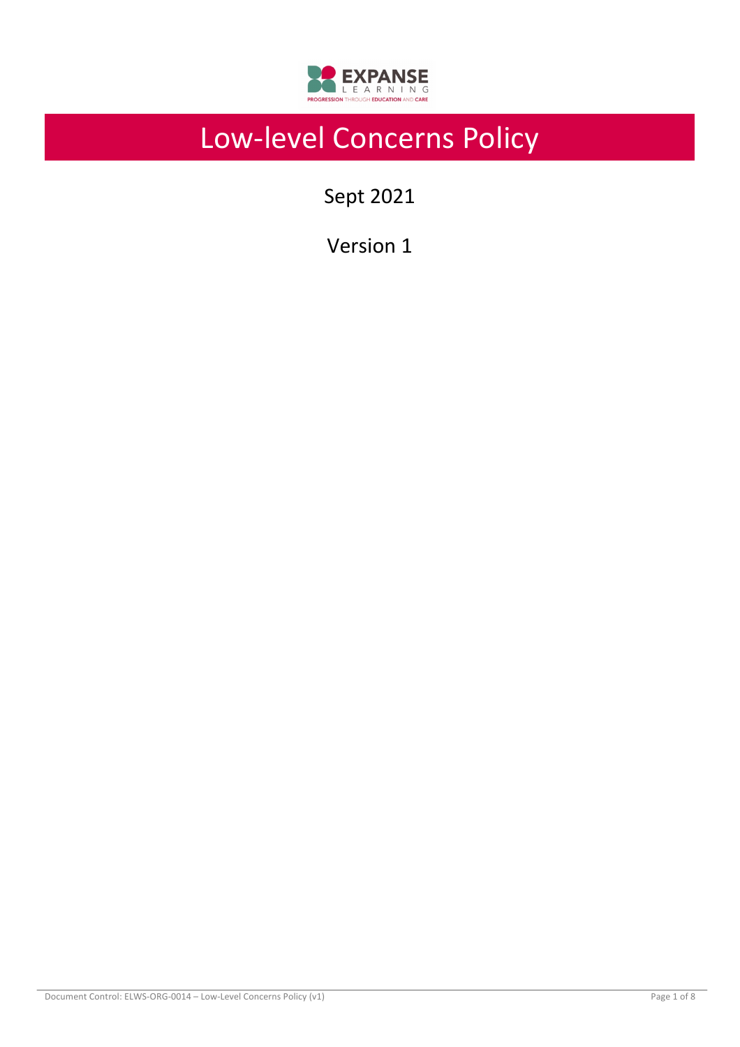# Low-level Concerns Policy

Sept 2021

Version 1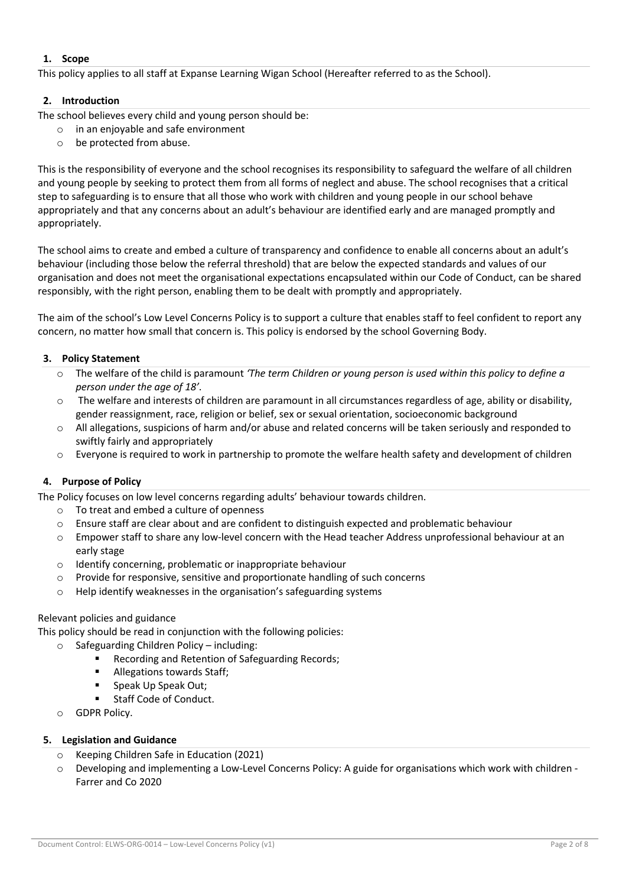## 1. Scope

This policy applies to all staff at Expanse Learning Wigan School (Hereafter referred to as the School).

## 2. Introduction

The school believes every child and young person should be:

- in an enjoyable and safe environment
- be protected from abuse.

This is the responsibility of everyone and the school recognises its responsibility to safeguard the welfare of all children and young people by seeking to protect them from all forms of neglect and abuse. The school recognises that a critical step to safeguarding is to ensure that all those who work with children and young people in our school behave appropriately and that any concerns about an adult's behaviour are identified early and are managed promptly and appropriately.

The school aims to create and embed a culture of transparency and confidence to enable all concerns about an adult's behaviour (including those below the referral threshold) that are below the expected standards and values of our organisation and does not meet the organisational expectations encapsulated within our Code of Conduct, can be shared responsibly, with the right person, enabling them to be dealt with promptly and appropriately.

The aim of the school's Low Level Concerns Policy is to support a culture that enables staff to feel confident to report any concern, no matter how small that concern is. This policy is endorsed by the school Governing Body.

## 3. Policy Statement

- The welfare of the child is paramount *'The term Children or young person is used within this policy to define a person under the age of 18'*.
- The welfare and interests of children are paramount in all circumstances regardless of age, ability or disability, gender reassignment, race, religion or belief, sex or sexual orientation, socioeconomic background
- All allegations, suspicions of harm and/or abuse and related concerns will be taken seriously and responded to swiftly fairly and appropriately
- Everyone is required to work in partnership to promote the welfare health safety and development of children

## 4. Purpose of Policy

The Policy focuses on low level concerns regarding adults' behaviour towards children.

- To treat and embed a culture of openness
- Ensure staff are clear about and are confident to distinguish expected and problematic behaviour
- Empower staff to share any low-level concern with the Head teacher Address unprofessional behaviour at an early stage
- Identify concerning, problematic or inappropriate behaviour
- Provide for responsive, sensitive and proportionate handling of such concerns
- Help identify weaknesses in the organisation's safeguarding systems

Relevant policies and guidance

This policy should be read in conjunction with the following policies:

- Safeguarding Children Policy – including:
  - Recording and Retention of Safeguarding Records;
  - Allegations towards Staff;
  - Speak Up Speak Out;
  - Staff Code of Conduct.
- GDPR Policy.

## 5. Legislation and Guidance

- Keeping Children Safe in Education (2021)
- Developing and implementing a Low-Level Concerns Policy: A guide for organisations which work with children - Farrer and Co 2020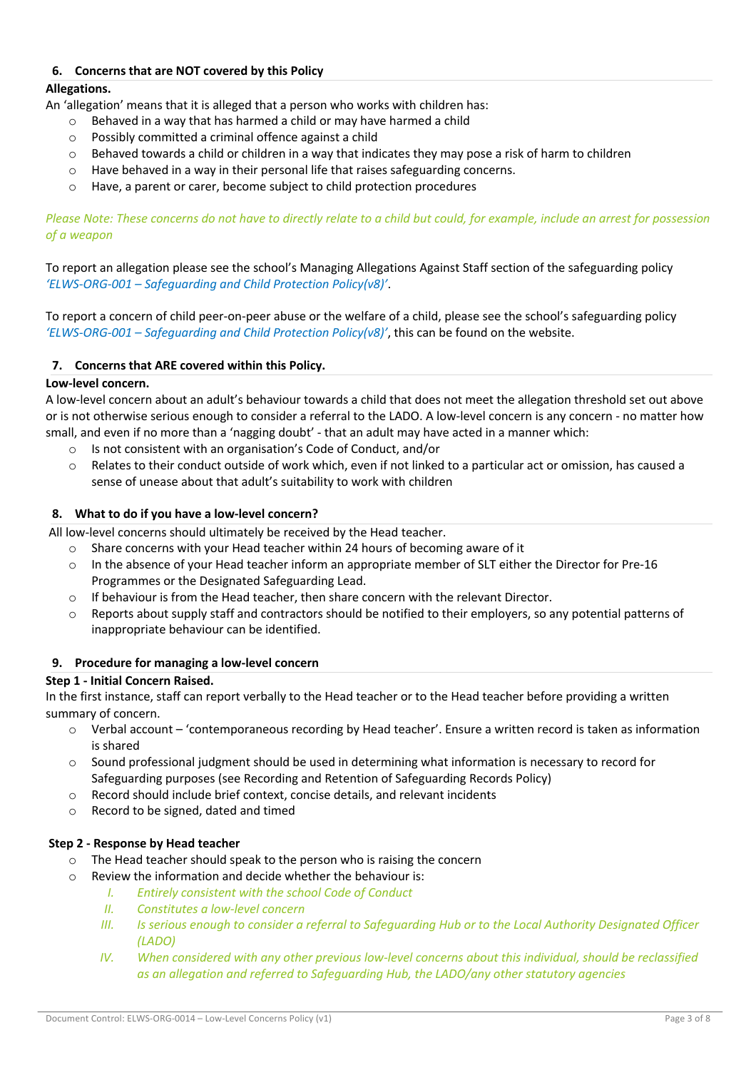## 6. Concerns that are NOT covered by this Policy

**Allegations.**

An 'allegation' means that it is alleged that a person who works with children has:

- Behaved in a way that has harmed a child or may have harmed a child
- Possibly committed a criminal offence against a child
- Behaved towards a child or children in a way that indicates they may pose a risk of harm to children
- Have behaved in a way in their personal life that raises safeguarding concerns.
- Have, a parent or carer, become subject to child protection procedures

*Please Note: These concerns do not have to directly relate to a child but could, for example, include an arrest for possession of a weapon*

To report an allegation please see the school's Managing Allegations Against Staff section of the safeguarding policy *'ELWS-ORG-001 – Safeguarding and Child Protection Policy(v8)'*.

To report a concern of child peer-on-peer abuse or the welfare of a child, please see the school's safeguarding policy *'ELWS-ORG-001 – Safeguarding and Child Protection Policy(v8)'*, this can be found on the website.

## 7. Concerns that ARE covered within this Policy.

**Low-level concern.**

A low-level concern about an adult's behaviour towards a child that does not meet the allegation threshold set out above or is not otherwise serious enough to consider a referral to the LADO. A low-level concern is any concern - no matter how small, and even if no more than a 'nagging doubt' - that an adult may have acted in a manner which:

- Is not consistent with an organisation's Code of Conduct, and/or
- Relates to their conduct outside of work which, even if not linked to a particular act or omission, has caused a sense of unease about that adult's suitability to work with children

## 8. What to do if you have a low-level concern?

All low-level concerns should ultimately be received by the Head teacher.

- Share concerns with your Head teacher within 24 hours of becoming aware of it
- In the absence of your Head teacher inform an appropriate member of SLT either the Director for Pre-16 Programmes or the Designated Safeguarding Lead.
- If behaviour is from the Head teacher, then share concern with the relevant Director.
- Reports about supply staff and contractors should be notified to their employers, so any potential patterns of inappropriate behaviour can be identified.

## 9. Procedure for managing a low-level concern

**Step 1 - Initial Concern Raised.**

In the first instance, staff can report verbally to the Head teacher or to the Head teacher before providing a written summary of concern.

- Verbal account – 'contemporaneous recording by Head teacher'. Ensure a written record is taken as information is shared
- Sound professional judgment should be used in determining what information is necessary to record for Safeguarding purposes (see Recording and Retention of Safeguarding Records Policy)
- Record should include brief context, concise details, and relevant incidents
- Record to be signed, dated and timed

**Step 2 - Response by Head teacher**

- The Head teacher should speak to the person who is raising the concern
- Review the information and decide whether the behaviour is:
  - I. *Entirely consistent with the school Code of Conduct*
  - II. *Constitutes a low-level concern*
  - III. *Is serious enough to consider a referral to Safeguarding Hub or to the Local Authority Designated Officer (LADO)*
  - IV. *When considered with any other previous low-level concerns about this individual, should be reclassified as an allegation and referred to Safeguarding Hub, the LADO/any other statutory agencies*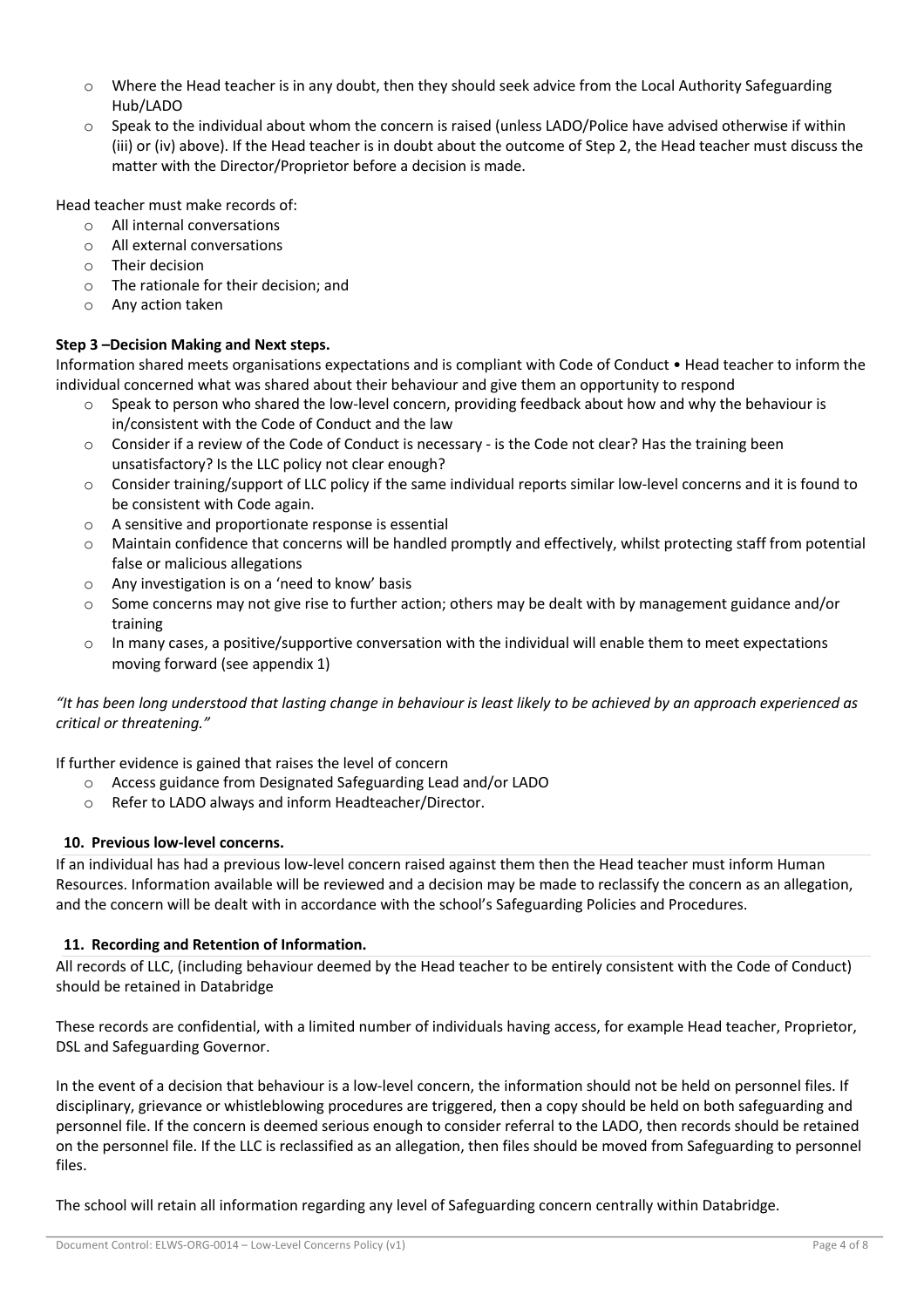- Where the Head teacher is in any doubt, then they should seek advice from the Local Authority Safeguarding Hub/LADO
- Speak to the individual about whom the concern is raised (unless LADO/Police have advised otherwise if within (iii) or (iv) above). If the Head teacher is in doubt about the outcome of Step 2, the Head teacher must discuss the matter with the Director/Proprietor before a decision is made.

Head teacher must make records of:

- All internal conversations
- All external conversations
- Their decision
- The rationale for their decision; and
- Any action taken

**Step 3 –Decision Making and Next steps.**

Information shared meets organisations expectations and is compliant with Code of Conduct • Head teacher to inform the individual concerned what was shared about their behaviour and give them an opportunity to respond

- Speak to person who shared the low-level concern, providing feedback about how and why the behaviour is in/consistent with the Code of Conduct and the law
- Consider if a review of the Code of Conduct is necessary - is the Code not clear? Has the training been unsatisfactory? Is the LLC policy not clear enough?
- Consider training/support of LLC policy if the same individual reports similar low-level concerns and it is found to be consistent with Code again.
- A sensitive and proportionate response is essential
- Maintain confidence that concerns will be handled promptly and effectively, whilst protecting staff from potential false or malicious allegations
- Any investigation is on a 'need to know' basis
- Some concerns may not give rise to further action; others may be dealt with by management guidance and/or training
- In many cases, a positive/supportive conversation with the individual will enable them to meet expectations moving forward (see appendix 1)

*"It has been long understood that lasting change in behaviour is least likely to be achieved by an approach experienced as critical or threatening."*

If further evidence is gained that raises the level of concern

- Access guidance from Designated Safeguarding Lead and/or LADO
- Refer to LADO always and inform Headteacher/Director.

## 10. Previous low-level concerns.

If an individual has had a previous low-level concern raised against them then the Head teacher must inform Human Resources. Information available will be reviewed and a decision may be made to reclassify the concern as an allegation, and the concern will be dealt with in accordance with the school's Safeguarding Policies and Procedures.

## 11. Recording and Retention of Information.

All records of LLC, (including behaviour deemed by the Head teacher to be entirely consistent with the Code of Conduct) should be retained in Databridge

These records are confidential, with a limited number of individuals having access, for example Head teacher, Proprietor, DSL and Safeguarding Governor.

In the event of a decision that behaviour is a low-level concern, the information should not be held on personnel files. If disciplinary, grievance or whistleblowing procedures are triggered, then a copy should be held on both safeguarding and personnel file. If the concern is deemed serious enough to consider referral to the LADO, then records should be retained on the personnel file. If the LLC is reclassified as an allegation, then files should be moved from Safeguarding to personnel files.

The school will retain all information regarding any level of Safeguarding concern centrally within Databridge.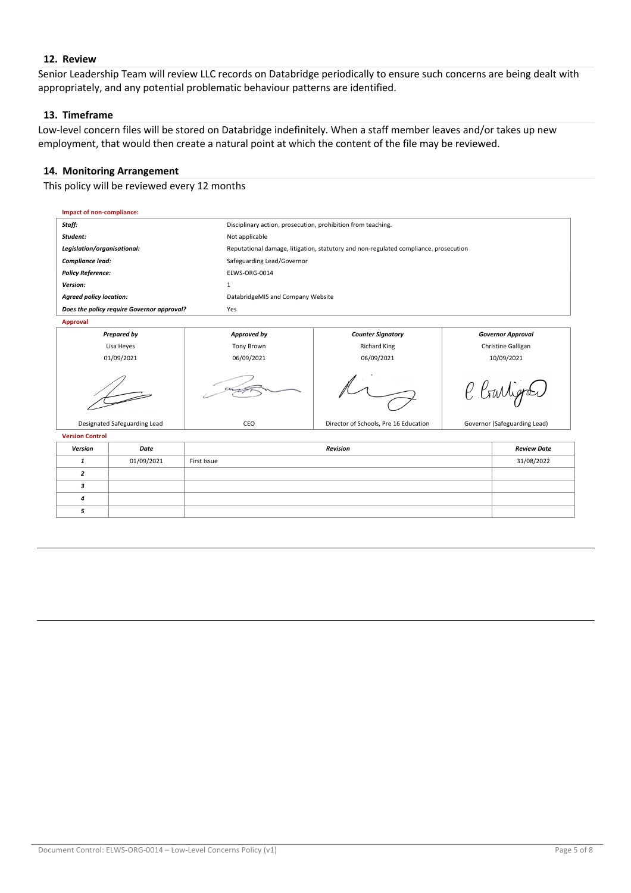## 12. Review

Senior Leadership Team will review LLC records on Databridge periodically to ensure such concerns are being dealt with appropriately, and any potential problematic behaviour patterns are identified.

## 13. Timeframe

Low-level concern files will be stored on Databridge indefinitely. When a staff member leaves and/or takes up new employment, that would then create a natural point at which the content of the file may be reviewed.

## 14. Monitoring Arrangement

This policy will be reviewed every 12 months

**Impact of non-compliance:**

| | |
|---|---|
| ***Staff:*** | Disciplinary action, prosecution, prohibition from teaching. |
| ***Student:*** | Not applicable |
| ***Legislation/organisational:*** | Reputational damage, litigation, statutory and non-regulated compliance. prosecution |
| ***Compliance lead:*** | Safeguarding Lead/Governor |
| ***Policy Reference:*** | ELWS-ORG-0014 |
| ***Version:*** | 1 |
| ***Agreed policy location:*** | DatabridgeMIS and Company Website |
| ***Does the policy require Governor approval?*** | Yes |

**Approval**

| ***Prepared by*** | ***Approved by*** | ***Counter Signatory*** | ***Governor Approval*** |
|---|---|---|---|
| Lisa Heyes | Tony Brown | Richard King | Christine Galligan |
| 01/09/2021 | 06/09/2021 | 06/09/2021 | 10/09/2021 |
| | | | |
| Designated Safeguarding Lead | CEO | Director of Schools, Pre 16 Education | Governor (Safeguarding Lead) |

**Version Control**

| ***Version*** | ***Date*** | ***Revision*** | ***Review Date*** |
|---|---|---|---|
| ***1*** | 01/09/2021 | First Issue | 31/08/2022 |
| ***2*** | | | |
| ***3*** | | | |
| ***4*** | | | |
| ***5*** | | | |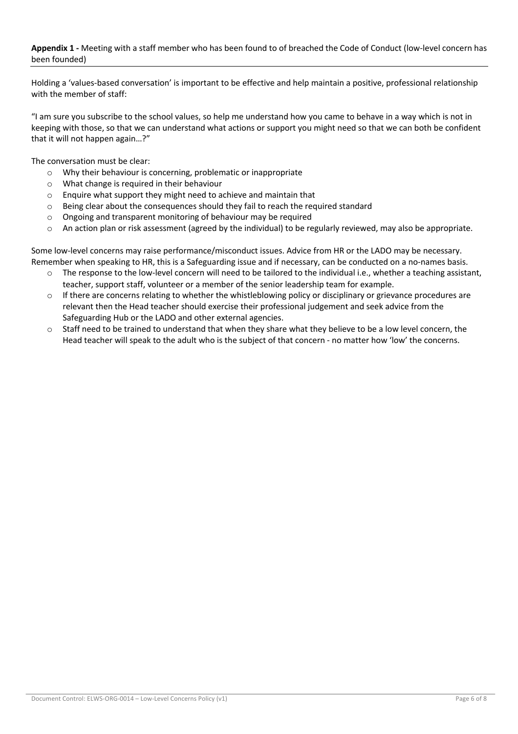**Appendix 1 -** Meeting with a staff member who has been found to of breached the Code of Conduct (low-level concern has been founded)

Holding a 'values-based conversation' is important to be effective and help maintain a positive, professional relationship with the member of staff:

"I am sure you subscribe to the school values, so help me understand how you came to behave in a way which is not in keeping with those, so that we can understand what actions or support you might need so that we can both be confident that it will not happen again…?"

The conversation must be clear:

- Why their behaviour is concerning, problematic or inappropriate
- What change is required in their behaviour
- Enquire what support they might need to achieve and maintain that
- Being clear about the consequences should they fail to reach the required standard
- Ongoing and transparent monitoring of behaviour may be required
- An action plan or risk assessment (agreed by the individual) to be regularly reviewed, may also be appropriate.

Some low-level concerns may raise performance/misconduct issues. Advice from HR or the LADO may be necessary. Remember when speaking to HR, this is a Safeguarding issue and if necessary, can be conducted on a no-names basis.

- The response to the low-level concern will need to be tailored to the individual i.e., whether a teaching assistant, teacher, support staff, volunteer or a member of the senior leadership team for example.
- If there are concerns relating to whether the whistleblowing policy or disciplinary or grievance procedures are relevant then the Head teacher should exercise their professional judgement and seek advice from the Safeguarding Hub or the LADO and other external agencies.
- Staff need to be trained to understand that when they share what they believe to be a low level concern, the Head teacher will speak to the adult who is the subject of that concern - no matter how 'low' the concerns.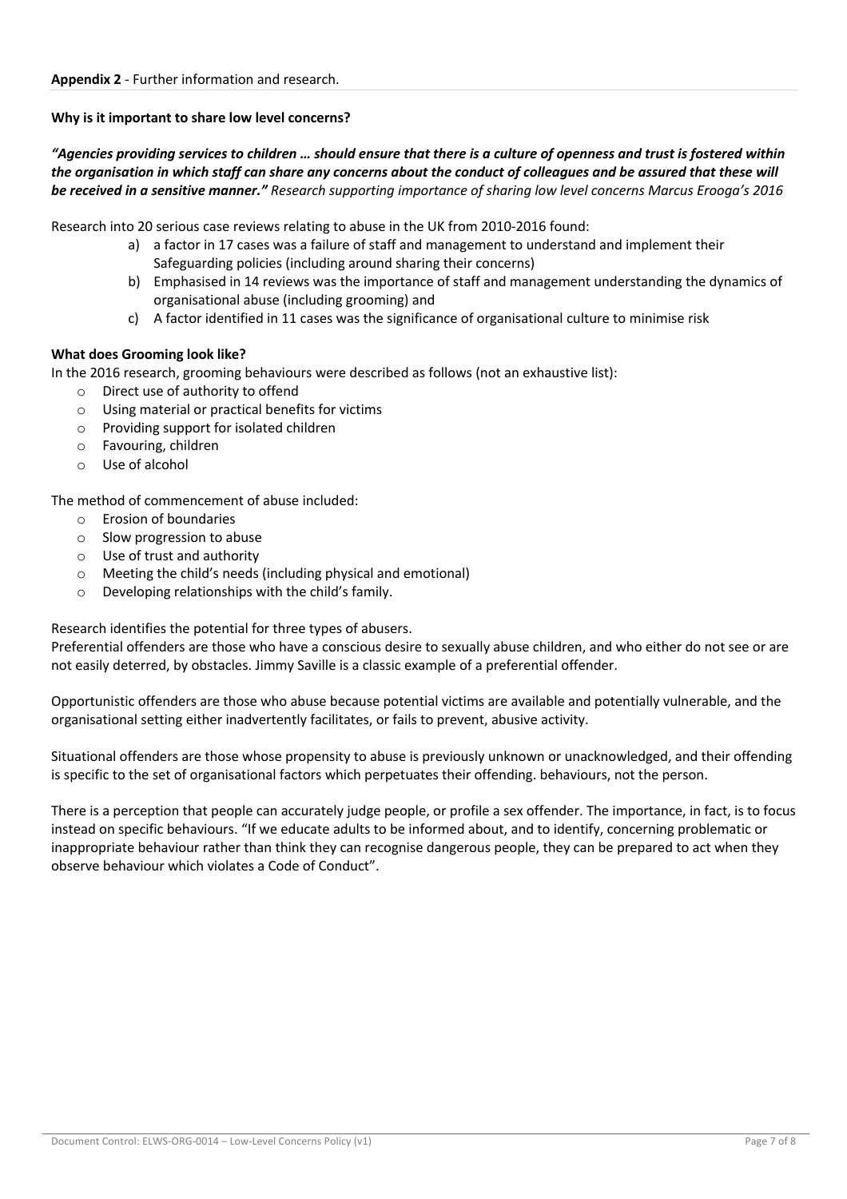**Appendix 2** - Further information and research.

**Why is it important to share low level concerns?**

***"Agencies providing services to children … should ensure that there is a culture of openness and trust is fostered within the organisation in which staff can share any concerns about the conduct of colleagues and be assured that these will be received in a sensitive manner."*** *Research supporting importance of sharing low level concerns Marcus Erooga's 2016*

Research into 20 serious case reviews relating to abuse in the UK from 2010-2016 found:

a) a factor in 17 cases was a failure of staff and management to understand and implement their Safeguarding policies (including around sharing their concerns)
b) Emphasised in 14 reviews was the importance of staff and management understanding the dynamics of organisational abuse (including grooming) and
c) A factor identified in 11 cases was the significance of organisational culture to minimise risk

**What does Grooming look like?**

In the 2016 research, grooming behaviours were described as follows (not an exhaustive list):

- Direct use of authority to offend
- Using material or practical benefits for victims
- Providing support for isolated children
- Favouring, children
- Use of alcohol

The method of commencement of abuse included:

- Erosion of boundaries
- Slow progression to abuse
- Use of trust and authority
- Meeting the child's needs (including physical and emotional)
- Developing relationships with the child's family.

Research identifies the potential for three types of abusers.

Preferential offenders are those who have a conscious desire to sexually abuse children, and who either do not see or are not easily deterred, by obstacles. Jimmy Saville is a classic example of a preferential offender.

Opportunistic offenders are those who abuse because potential victims are available and potentially vulnerable, and the organisational setting either inadvertently facilitates, or fails to prevent, abusive activity.

Situational offenders are those whose propensity to abuse is previously unknown or unacknowledged, and their offending is specific to the set of organisational factors which perpetuates their offending. behaviours, not the person.

There is a perception that people can accurately judge people, or profile a sex offender. The importance, in fact, is to focus instead on specific behaviours. "If we educate adults to be informed about, and to identify, concerning problematic or inappropriate behaviour rather than think they can recognise dangerous people, they can be prepared to act when they observe behaviour which violates a Code of Conduct".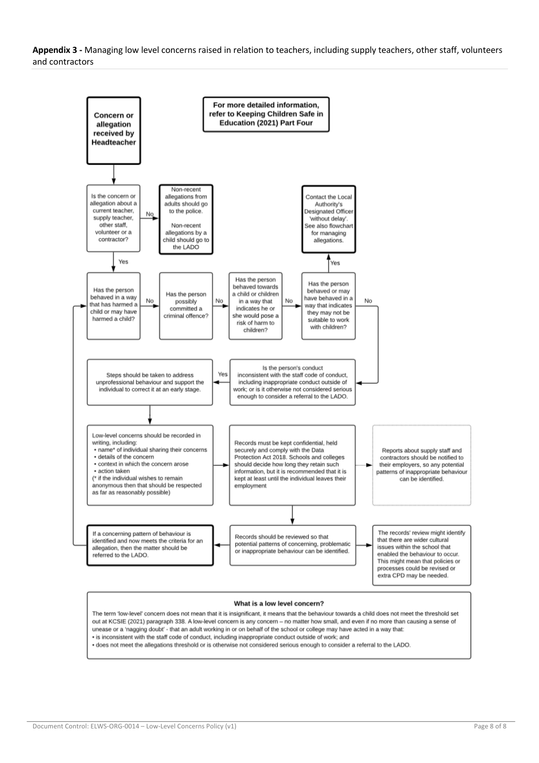**Appendix 3 -** Managing low level concerns raised in relation to teachers, including supply teachers, other staff, volunteers and contractors

**Concern or allegation received by Headteacher**

**For more detailed information, refer to Keeping Children Safe in Education (2021) Part Four**

Is the concern or allegation about a current teacher, supply teacher, other staff, volunteer or a contractor?

No

Non-recent allegations from adults should go to the police.

Non-recent allegations by a child should go to the LADO

Yes

Has the person behaved in a way that has harmed a child or may have harmed a child?

No

Has the person possibly committed a criminal offence?

No

Has the person behaved towards a child or children in a way that indicates he or she would pose a risk of harm to children?

No

Has the person behaved or may have behaved in a way that indicates they may not be suitable to work with children?

Yes

Contact the Local Authority's Designated Officer 'without delay'. See also flowchart for managing allegations.

No

Is the person's conduct inconsistent with the staff code of conduct, including inappropriate conduct outside of work; or is it otherwise not considered serious enough to consider a referral to the LADO.

Yes

Steps should be taken to address unprofessional behaviour and support the individual to correct it at an early stage.

Low-level concerns should be recorded in writing, including:
- name* of individual sharing their concerns
- details of the concern
- context in which the concern arose
- action taken

(* if the individual wishes to remain anonymous then that should be respected as far as reasonably possible)

Records must be kept confidential, held securely and comply with the Data Protection Act 2018. Schools and colleges should decide how long they retain such information, but it is recommended that it is kept at least until the individual leaves their employment

Reports about supply staff and contractors should be notified to their employers, so any potential patterns of inappropriate behaviour can be identified.

Records should be reviewed so that potential patterns of concerning, problematic or inappropriate behaviour can be identified.

The records' review might identify that there are wider cultural issues within the school that enabled the behaviour to occur. This might mean that policies or processes could be revised or extra CPD may be needed.

If a concerning pattern of behaviour is identified and now meets the criteria for an allegation, then the matter should be referred to the LADO.

**What is a low level concern?**

The term 'low-level' concern does not mean that it is insignificant, it means that the behaviour towards a child does not meet the threshold set out at KCSIE (2021) paragraph 338. A low-level concern is any concern – no matter how small, and even if no more than causing a sense of unease or a 'nagging doubt' - that an adult working in or on behalf of the school or college may have acted in a way that:

- is inconsistent with the staff code of conduct, including inappropriate conduct outside of work; and
- does not meet the allegations threshold or is otherwise not considered serious enough to consider a referral to the LADO.